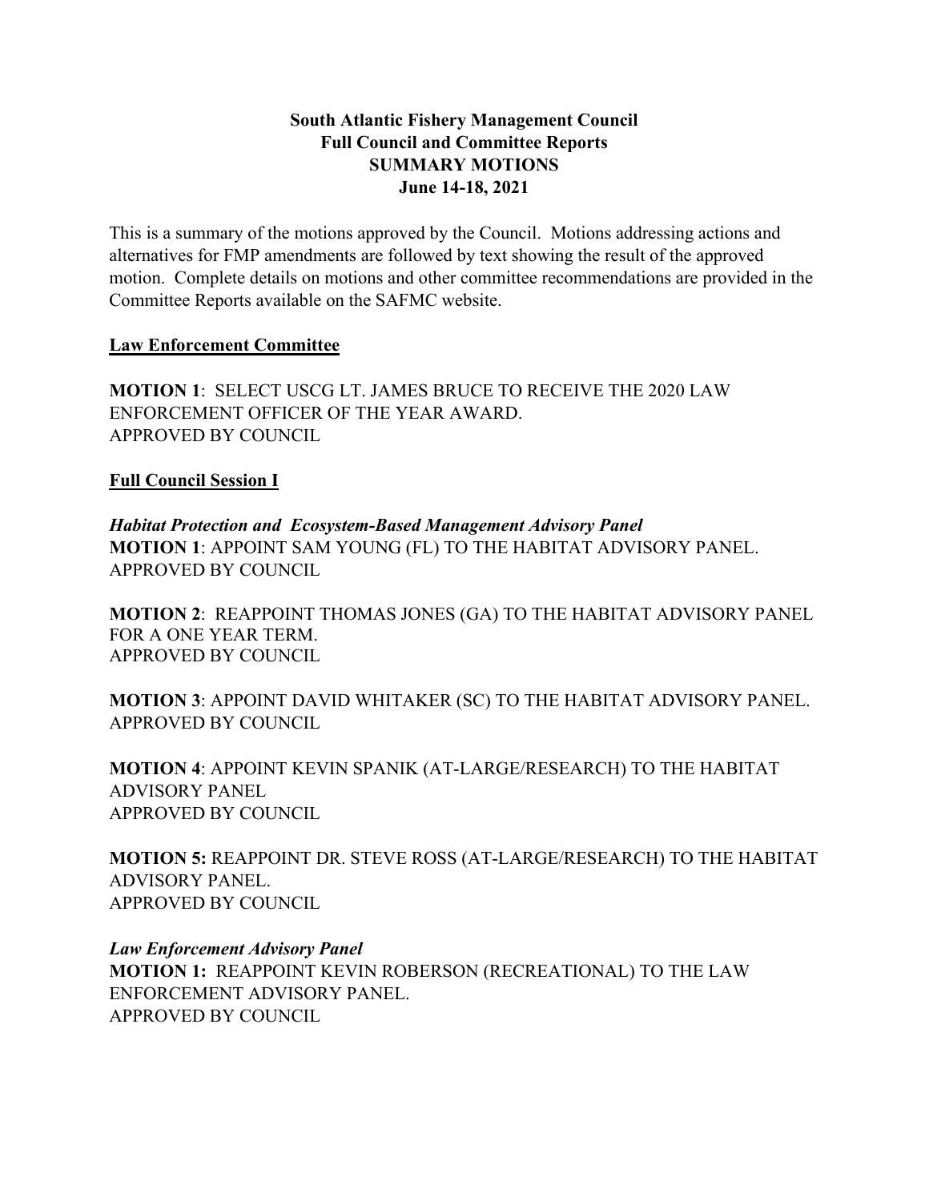**South Atlantic Fishery Management Council**
**Full Council and Committee Reports**
**SUMMARY MOTIONS**
**June 14-18, 2021**

This is a summary of the motions approved by the Council. Motions addressing actions and alternatives for FMP amendments are followed by text showing the result of the approved motion. Complete details on motions and other committee recommendations are provided in the Committee Reports available on the SAFMC website.

## Law Enforcement Committee

**MOTION 1**: SELECT USCG LT. JAMES BRUCE TO RECEIVE THE 2020 LAW ENFORCEMENT OFFICER OF THE YEAR AWARD.
APPROVED BY COUNCIL

## Full Council Session I

***Habitat Protection and Ecosystem-Based Management Advisory Panel***
**MOTION 1**: APPOINT SAM YOUNG (FL) TO THE HABITAT ADVISORY PANEL.
APPROVED BY COUNCIL

**MOTION 2**: REAPPOINT THOMAS JONES (GA) TO THE HABITAT ADVISORY PANEL FOR A ONE YEAR TERM.
APPROVED BY COUNCIL

**MOTION 3**: APPOINT DAVID WHITAKER (SC) TO THE HABITAT ADVISORY PANEL.
APPROVED BY COUNCIL

**MOTION 4**: APPOINT KEVIN SPANIK (AT-LARGE/RESEARCH) TO THE HABITAT ADVISORY PANEL
APPROVED BY COUNCIL

**MOTION 5:** REAPPOINT DR. STEVE ROSS (AT-LARGE/RESEARCH) TO THE HABITAT ADVISORY PANEL.
APPROVED BY COUNCIL

***Law Enforcement Advisory Panel***
**MOTION 1:** REAPPOINT KEVIN ROBERSON (RECREATIONAL) TO THE LAW ENFORCEMENT ADVISORY PANEL.
APPROVED BY COUNCIL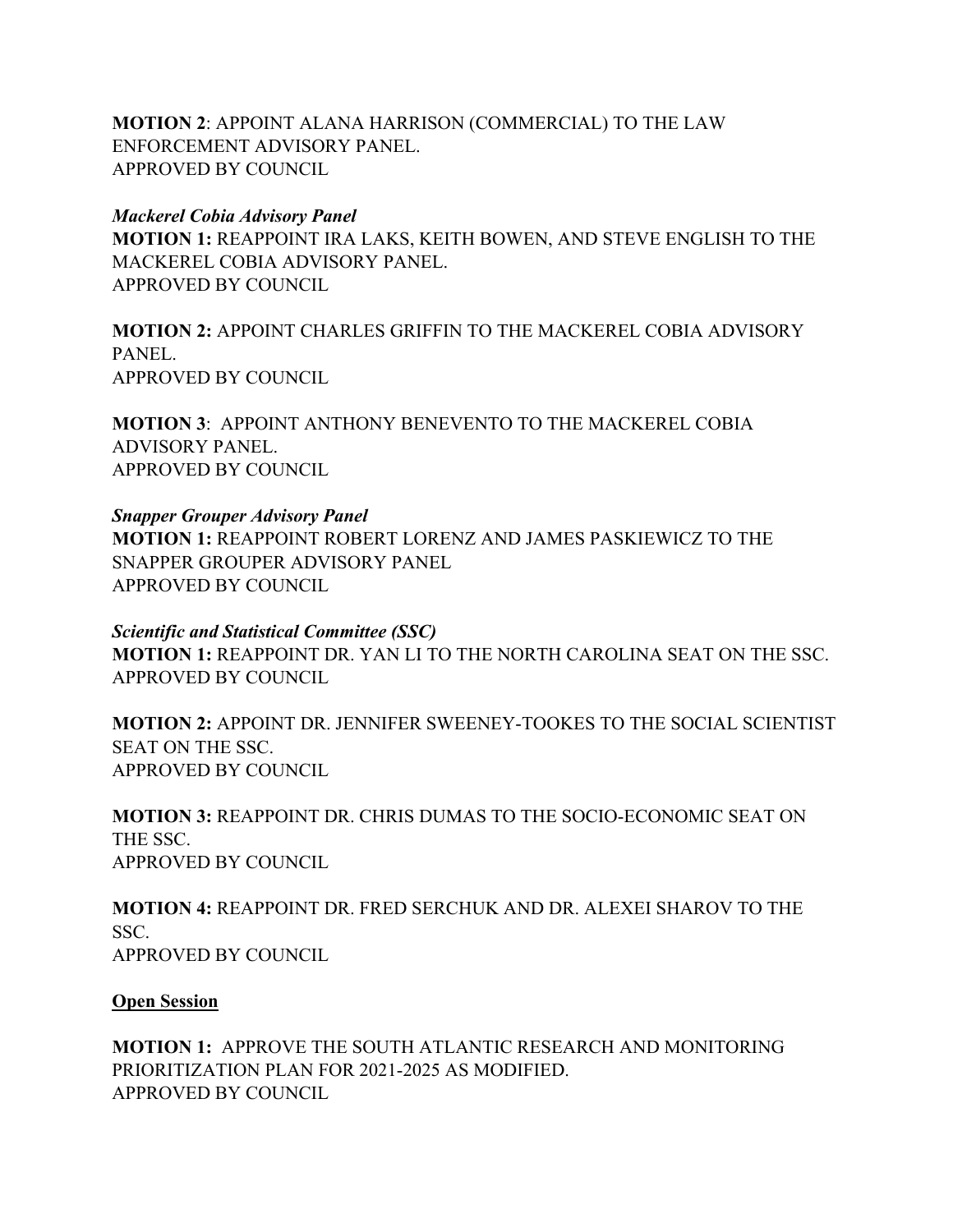**MOTION 2**: APPOINT ALANA HARRISON (COMMERCIAL) TO THE LAW ENFORCEMENT ADVISORY PANEL.
APPROVED BY COUNCIL

***Mackerel Cobia Advisory Panel***

**MOTION 1:** REAPPOINT IRA LAKS, KEITH BOWEN, AND STEVE ENGLISH TO THE MACKEREL COBIA ADVISORY PANEL.
APPROVED BY COUNCIL

**MOTION 2:** APPOINT CHARLES GRIFFIN TO THE MACKEREL COBIA ADVISORY PANEL.
APPROVED BY COUNCIL

**MOTION 3**: APPOINT ANTHONY BENEVENTO TO THE MACKEREL COBIA ADVISORY PANEL.
APPROVED BY COUNCIL

***Snapper Grouper Advisory Panel***

**MOTION 1:** REAPPOINT ROBERT LORENZ AND JAMES PASKIEWICZ TO THE SNAPPER GROUPER ADVISORY PANEL
APPROVED BY COUNCIL

***Scientific and Statistical Committee (SSC)***

**MOTION 1:** REAPPOINT DR. YAN LI TO THE NORTH CAROLINA SEAT ON THE SSC.
APPROVED BY COUNCIL

**MOTION 2:** APPOINT DR. JENNIFER SWEENEY-TOOKES TO THE SOCIAL SCIENTIST SEAT ON THE SSC.
APPROVED BY COUNCIL

**MOTION 3:** REAPPOINT DR. CHRIS DUMAS TO THE SOCIO-ECONOMIC SEAT ON THE SSC.
APPROVED BY COUNCIL

**MOTION 4:** REAPPOINT DR. FRED SERCHUK AND DR. ALEXEI SHAROV TO THE SSC.
APPROVED BY COUNCIL

**<u>Open Session</u>**

**MOTION 1:** APPROVE THE SOUTH ATLANTIC RESEARCH AND MONITORING PRIORITIZATION PLAN FOR 2021-2025 AS MODIFIED.
APPROVED BY COUNCIL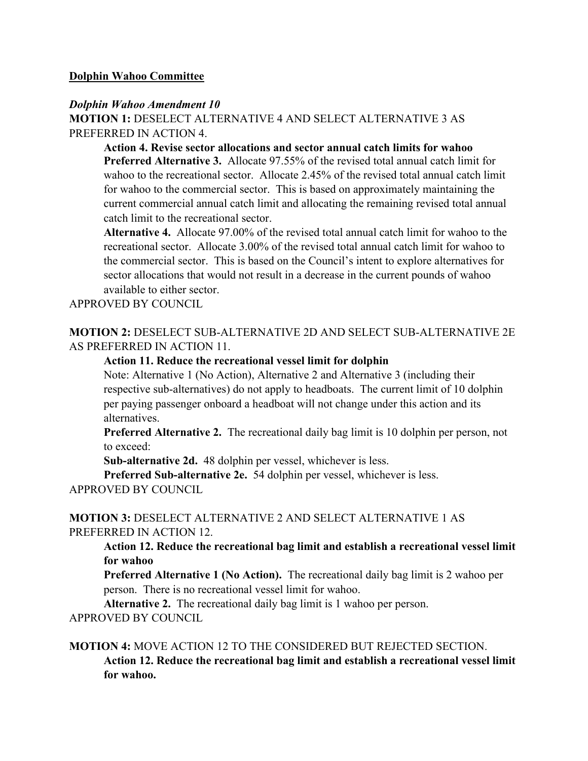**Dolphin Wahoo Committee**

***Dolphin Wahoo Amendment 10***

**MOTION 1:** DESELECT ALTERNATIVE 4 AND SELECT ALTERNATIVE 3 AS PREFERRED IN ACTION 4.

> **Action 4. Revise sector allocations and sector annual catch limits for wahoo**
>
> **Preferred Alternative 3.** Allocate 97.55% of the revised total annual catch limit for wahoo to the recreational sector. Allocate 2.45% of the revised total annual catch limit for wahoo to the commercial sector. This is based on approximately maintaining the current commercial annual catch limit and allocating the remaining revised total annual catch limit to the recreational sector.
>
> **Alternative 4.** Allocate 97.00% of the revised total annual catch limit for wahoo to the recreational sector. Allocate 3.00% of the revised total annual catch limit for wahoo to the commercial sector. This is based on the Council's intent to explore alternatives for sector allocations that would not result in a decrease in the current pounds of wahoo available to either sector.

APPROVED BY COUNCIL

**MOTION 2:** DESELECT SUB-ALTERNATIVE 2D AND SELECT SUB-ALTERNATIVE 2E AS PREFERRED IN ACTION 11.

> **Action 11. Reduce the recreational vessel limit for dolphin**
>
> Note: Alternative 1 (No Action), Alternative 2 and Alternative 3 (including their respective sub-alternatives) do not apply to headboats. The current limit of 10 dolphin per paying passenger onboard a headboat will not change under this action and its alternatives.
>
> **Preferred Alternative 2.** The recreational daily bag limit is 10 dolphin per person, not to exceed:
>
> **Sub-alternative 2d.** 48 dolphin per vessel, whichever is less.
>
> **Preferred Sub-alternative 2e.** 54 dolphin per vessel, whichever is less.

APPROVED BY COUNCIL

**MOTION 3:** DESELECT ALTERNATIVE 2 AND SELECT ALTERNATIVE 1 AS PREFERRED IN ACTION 12.

> **Action 12. Reduce the recreational bag limit and establish a recreational vessel limit for wahoo**
>
> **Preferred Alternative 1 (No Action).** The recreational daily bag limit is 2 wahoo per person. There is no recreational vessel limit for wahoo.
>
> **Alternative 2.** The recreational daily bag limit is 1 wahoo per person.

APPROVED BY COUNCIL

**MOTION 4:** MOVE ACTION 12 TO THE CONSIDERED BUT REJECTED SECTION.

> **Action 12. Reduce the recreational bag limit and establish a recreational vessel limit for wahoo.**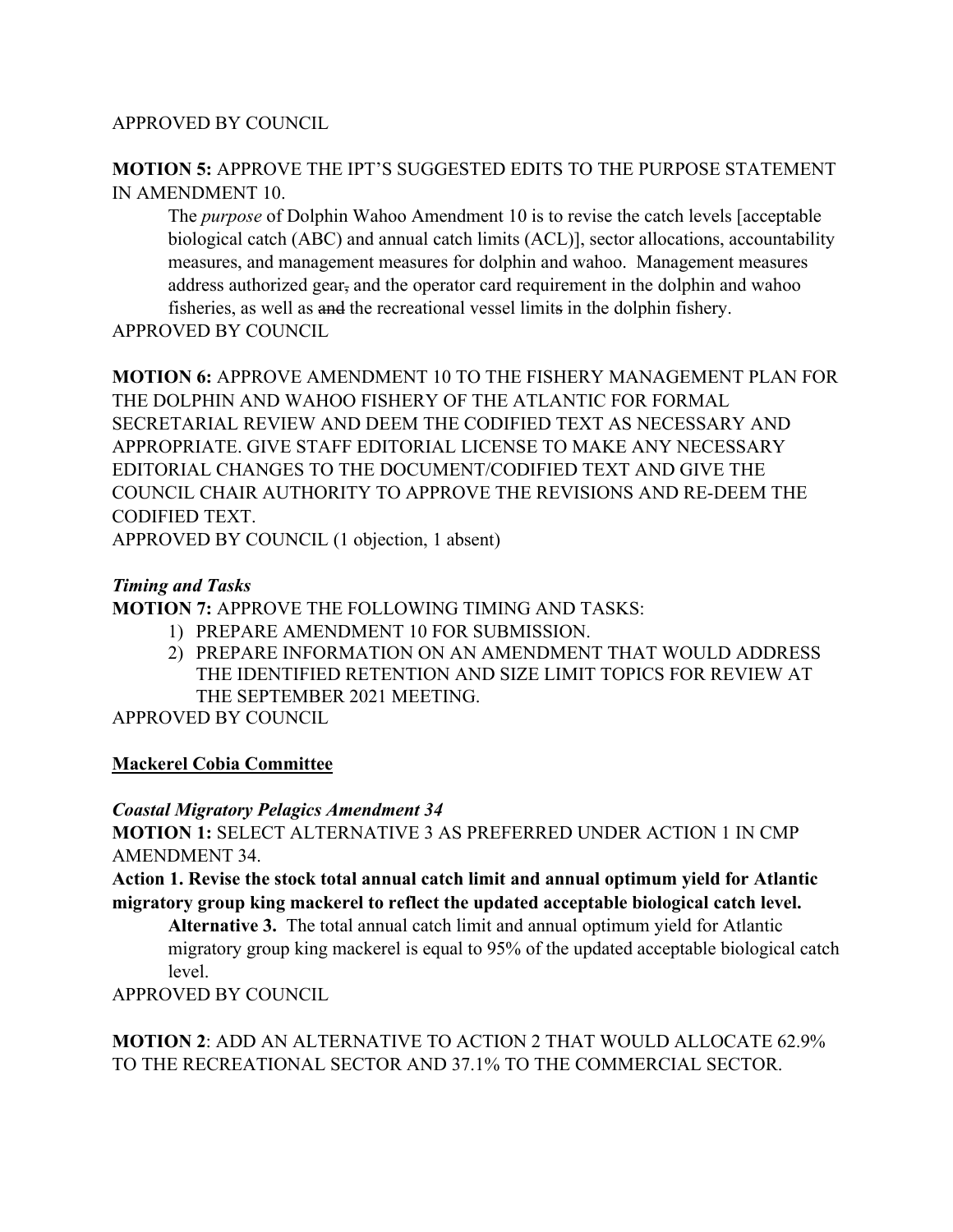APPROVED BY COUNCIL

**MOTION 5:** APPROVE THE IPT'S SUGGESTED EDITS TO THE PURPOSE STATEMENT IN AMENDMENT 10.

> The *purpose* of Dolphin Wahoo Amendment 10 is to revise the catch levels [acceptable biological catch (ABC) and annual catch limits (ACL)], sector allocations, accountability measures, and management measures for dolphin and wahoo. Management measures address authorized gear~~,~~ and the operator card requirement in the dolphin and wahoo fisheries, as well as ~~and~~ the recreational vessel limit~~s~~ in the dolphin fishery.

APPROVED BY COUNCIL

**MOTION 6:** APPROVE AMENDMENT 10 TO THE FISHERY MANAGEMENT PLAN FOR THE DOLPHIN AND WAHOO FISHERY OF THE ATLANTIC FOR FORMAL SECRETARIAL REVIEW AND DEEM THE CODIFIED TEXT AS NECESSARY AND APPROPRIATE. GIVE STAFF EDITORIAL LICENSE TO MAKE ANY NECESSARY EDITORIAL CHANGES TO THE DOCUMENT/CODIFIED TEXT AND GIVE THE COUNCIL CHAIR AUTHORITY TO APPROVE THE REVISIONS AND RE-DEEM THE CODIFIED TEXT.

APPROVED BY COUNCIL (1 objection, 1 absent)

***Timing and Tasks***

**MOTION 7:** APPROVE THE FOLLOWING TIMING AND TASKS:

1) PREPARE AMENDMENT 10 FOR SUBMISSION.
2) PREPARE INFORMATION ON AN AMENDMENT THAT WOULD ADDRESS THE IDENTIFIED RETENTION AND SIZE LIMIT TOPICS FOR REVIEW AT THE SEPTEMBER 2021 MEETING.

APPROVED BY COUNCIL

**<u>Mackerel Cobia Committee</u>**

***Coastal Migratory Pelagics Amendment 34***

**MOTION 1:** SELECT ALTERNATIVE 3 AS PREFERRED UNDER ACTION 1 IN CMP AMENDMENT 34.

**Action 1. Revise the stock total annual catch limit and annual optimum yield for Atlantic migratory group king mackerel to reflect the updated acceptable biological catch level.**

> **Alternative 3.** The total annual catch limit and annual optimum yield for Atlantic migratory group king mackerel is equal to 95% of the updated acceptable biological catch level.

APPROVED BY COUNCIL

**MOTION 2**: ADD AN ALTERNATIVE TO ACTION 2 THAT WOULD ALLOCATE 62.9% TO THE RECREATIONAL SECTOR AND 37.1% TO THE COMMERCIAL SECTOR.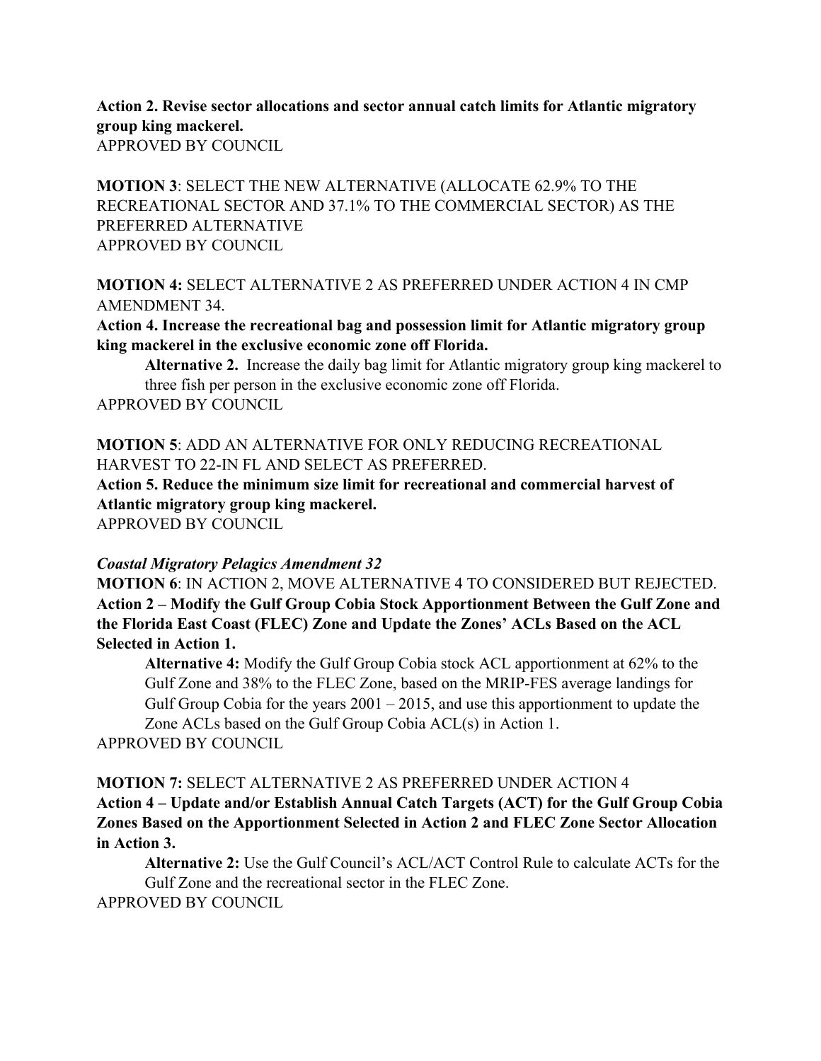**Action 2. Revise sector allocations and sector annual catch limits for Atlantic migratory group king mackerel.**
APPROVED BY COUNCIL

**MOTION 3**: SELECT THE NEW ALTERNATIVE (ALLOCATE 62.9% TO THE RECREATIONAL SECTOR AND 37.1% TO THE COMMERCIAL SECTOR) AS THE PREFERRED ALTERNATIVE
APPROVED BY COUNCIL

**MOTION 4:** SELECT ALTERNATIVE 2 AS PREFERRED UNDER ACTION 4 IN CMP AMENDMENT 34.
**Action 4. Increase the recreational bag and possession limit for Atlantic migratory group king mackerel in the exclusive economic zone off Florida.**

> **Alternative 2.** Increase the daily bag limit for Atlantic migratory group king mackerel to three fish per person in the exclusive economic zone off Florida.

APPROVED BY COUNCIL

**MOTION 5**: ADD AN ALTERNATIVE FOR ONLY REDUCING RECREATIONAL HARVEST TO 22-IN FL AND SELECT AS PREFERRED.
**Action 5. Reduce the minimum size limit for recreational and commercial harvest of Atlantic migratory group king mackerel.**
APPROVED BY COUNCIL

***Coastal Migratory Pelagics Amendment 32***
**MOTION 6**: IN ACTION 2, MOVE ALTERNATIVE 4 TO CONSIDERED BUT REJECTED.
**Action 2 – Modify the Gulf Group Cobia Stock Apportionment Between the Gulf Zone and the Florida East Coast (FLEC) Zone and Update the Zones' ACLs Based on the ACL Selected in Action 1.**

> **Alternative 4:** Modify the Gulf Group Cobia stock ACL apportionment at 62% to the Gulf Zone and 38% to the FLEC Zone, based on the MRIP-FES average landings for Gulf Group Cobia for the years 2001 – 2015, and use this apportionment to update the Zone ACLs based on the Gulf Group Cobia ACL(s) in Action 1.

APPROVED BY COUNCIL

**MOTION 7:** SELECT ALTERNATIVE 2 AS PREFERRED UNDER ACTION 4
**Action 4 – Update and/or Establish Annual Catch Targets (ACT) for the Gulf Group Cobia Zones Based on the Apportionment Selected in Action 2 and FLEC Zone Sector Allocation in Action 3.**

> **Alternative 2:** Use the Gulf Council's ACL/ACT Control Rule to calculate ACTs for the Gulf Zone and the recreational sector in the FLEC Zone.

APPROVED BY COUNCIL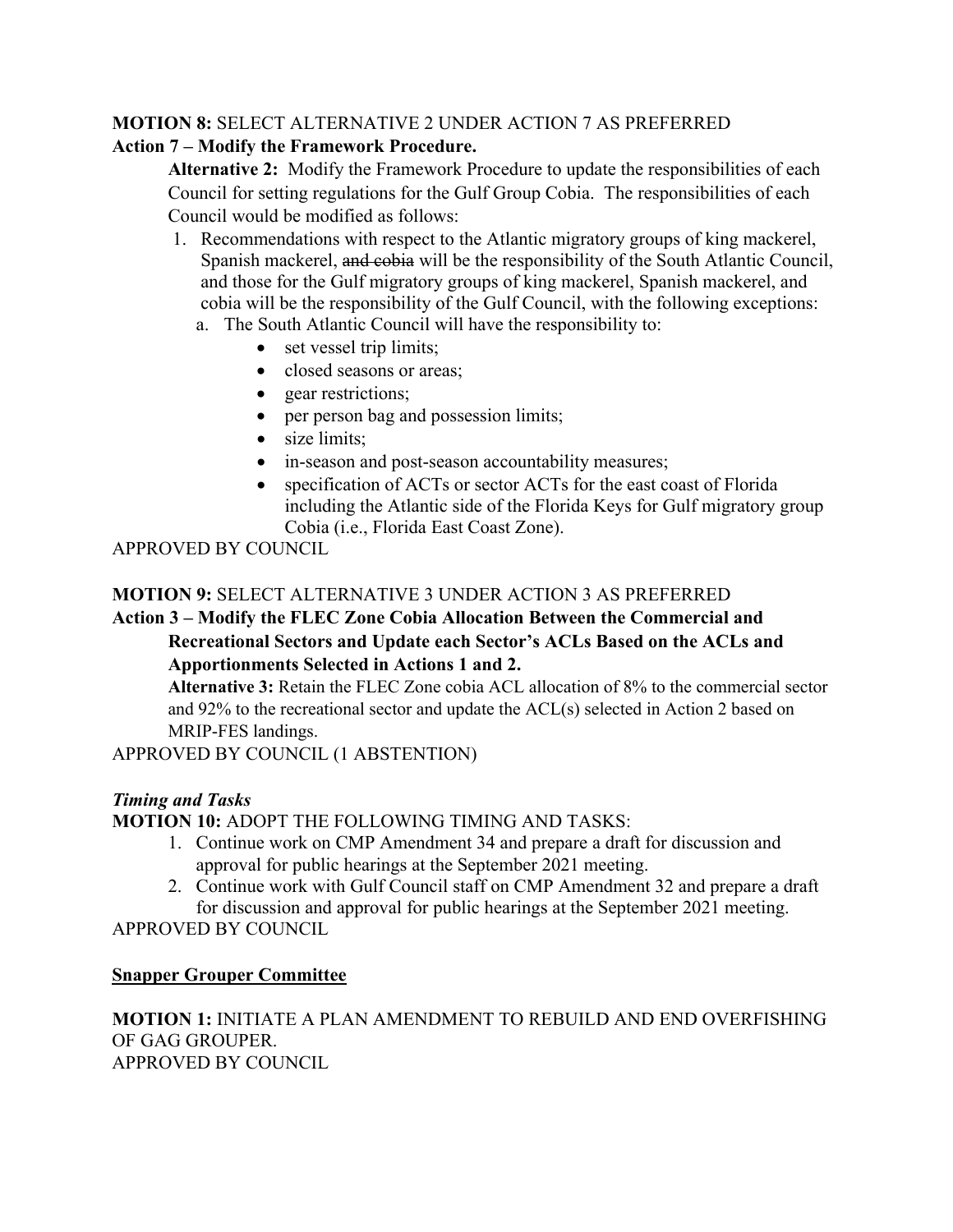**MOTION 8:** SELECT ALTERNATIVE 2 UNDER ACTION 7 AS PREFERRED

**Action 7 – Modify the Framework Procedure.**

**Alternative 2:** Modify the Framework Procedure to update the responsibilities of each Council for setting regulations for the Gulf Group Cobia. The responsibilities of each Council would be modified as follows:

1. Recommendations with respect to the Atlantic migratory groups of king mackerel, Spanish mackerel, ~~and cobia~~ will be the responsibility of the South Atlantic Council, and those for the Gulf migratory groups of king mackerel, Spanish mackerel, and cobia will be the responsibility of the Gulf Council, with the following exceptions:
   a. The South Atlantic Council will have the responsibility to:
      - set vessel trip limits;
      - closed seasons or areas;
      - gear restrictions;
      - per person bag and possession limits;
      - size limits;
      - in-season and post-season accountability measures;
      - specification of ACTs or sector ACTs for the east coast of Florida including the Atlantic side of the Florida Keys for Gulf migratory group Cobia (i.e., Florida East Coast Zone).

APPROVED BY COUNCIL

**MOTION 9:** SELECT ALTERNATIVE 3 UNDER ACTION 3 AS PREFERRED

**Action 3 – Modify the FLEC Zone Cobia Allocation Between the Commercial and Recreational Sectors and Update each Sector's ACLs Based on the ACLs and Apportionments Selected in Actions 1 and 2.**

**Alternative 3:** Retain the FLEC Zone cobia ACL allocation of 8% to the commercial sector and 92% to the recreational sector and update the ACL(s) selected in Action 2 based on MRIP-FES landings.

APPROVED BY COUNCIL (1 ABSTENTION)

***Timing and Tasks***

**MOTION 10:** ADOPT THE FOLLOWING TIMING AND TASKS:

1. Continue work on CMP Amendment 34 and prepare a draft for discussion and approval for public hearings at the September 2021 meeting.
2. Continue work with Gulf Council staff on CMP Amendment 32 and prepare a draft for discussion and approval for public hearings at the September 2021 meeting.

APPROVED BY COUNCIL

**Snapper Grouper Committee**

**MOTION 1:** INITIATE A PLAN AMENDMENT TO REBUILD AND END OVERFISHING OF GAG GROUPER.

APPROVED BY COUNCIL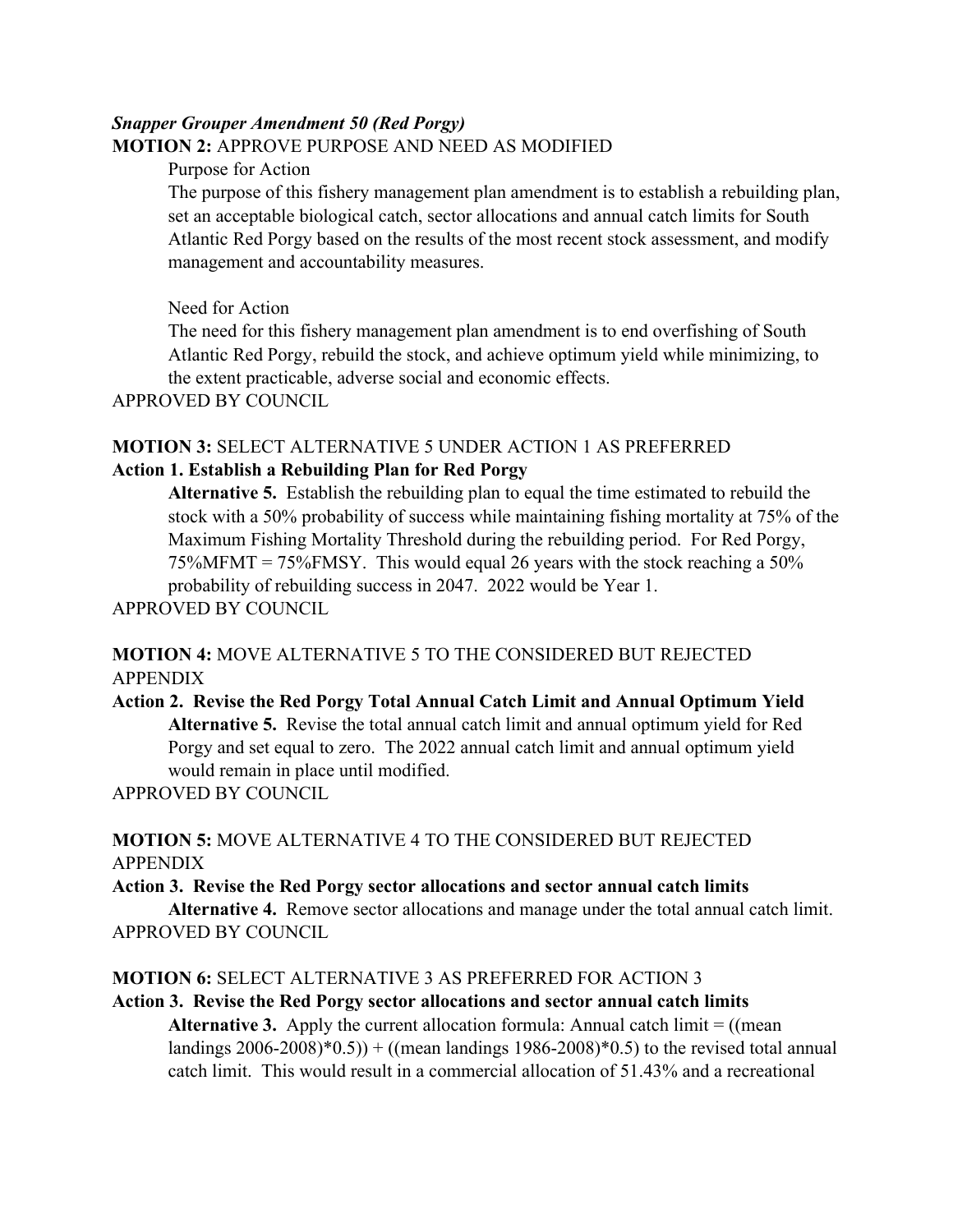***Snapper Grouper Amendment 50 (Red Porgy)***

**MOTION 2:** APPROVE PURPOSE AND NEED AS MODIFIED

Purpose for Action

The purpose of this fishery management plan amendment is to establish a rebuilding plan, set an acceptable biological catch, sector allocations and annual catch limits for South Atlantic Red Porgy based on the results of the most recent stock assessment, and modify management and accountability measures.

Need for Action

The need for this fishery management plan amendment is to end overfishing of South Atlantic Red Porgy, rebuild the stock, and achieve optimum yield while minimizing, to the extent practicable, adverse social and economic effects.

APPROVED BY COUNCIL

**MOTION 3:** SELECT ALTERNATIVE 5 UNDER ACTION 1 AS PREFERRED

**Action 1. Establish a Rebuilding Plan for Red Porgy**

**Alternative 5.** Establish the rebuilding plan to equal the time estimated to rebuild the stock with a 50% probability of success while maintaining fishing mortality at 75% of the Maximum Fishing Mortality Threshold during the rebuilding period. For Red Porgy, 75%MFMT = 75%FMSY. This would equal 26 years with the stock reaching a 50% probability of rebuilding success in 2047. 2022 would be Year 1.

APPROVED BY COUNCIL

**MOTION 4:** MOVE ALTERNATIVE 5 TO THE CONSIDERED BUT REJECTED APPENDIX

**Action 2. Revise the Red Porgy Total Annual Catch Limit and Annual Optimum Yield**

**Alternative 5.** Revise the total annual catch limit and annual optimum yield for Red Porgy and set equal to zero. The 2022 annual catch limit and annual optimum yield would remain in place until modified.

APPROVED BY COUNCIL

**MOTION 5:** MOVE ALTERNATIVE 4 TO THE CONSIDERED BUT REJECTED APPENDIX

**Action 3. Revise the Red Porgy sector allocations and sector annual catch limits**

**Alternative 4.** Remove sector allocations and manage under the total annual catch limit.

APPROVED BY COUNCIL

**MOTION 6:** SELECT ALTERNATIVE 3 AS PREFERRED FOR ACTION 3

**Action 3. Revise the Red Porgy sector allocations and sector annual catch limits**

**Alternative 3.** Apply the current allocation formula: Annual catch limit = ((mean landings 2006-2008)*0.5)) + ((mean landings 1986-2008)*0.5) to the revised total annual catch limit. This would result in a commercial allocation of 51.43% and a recreational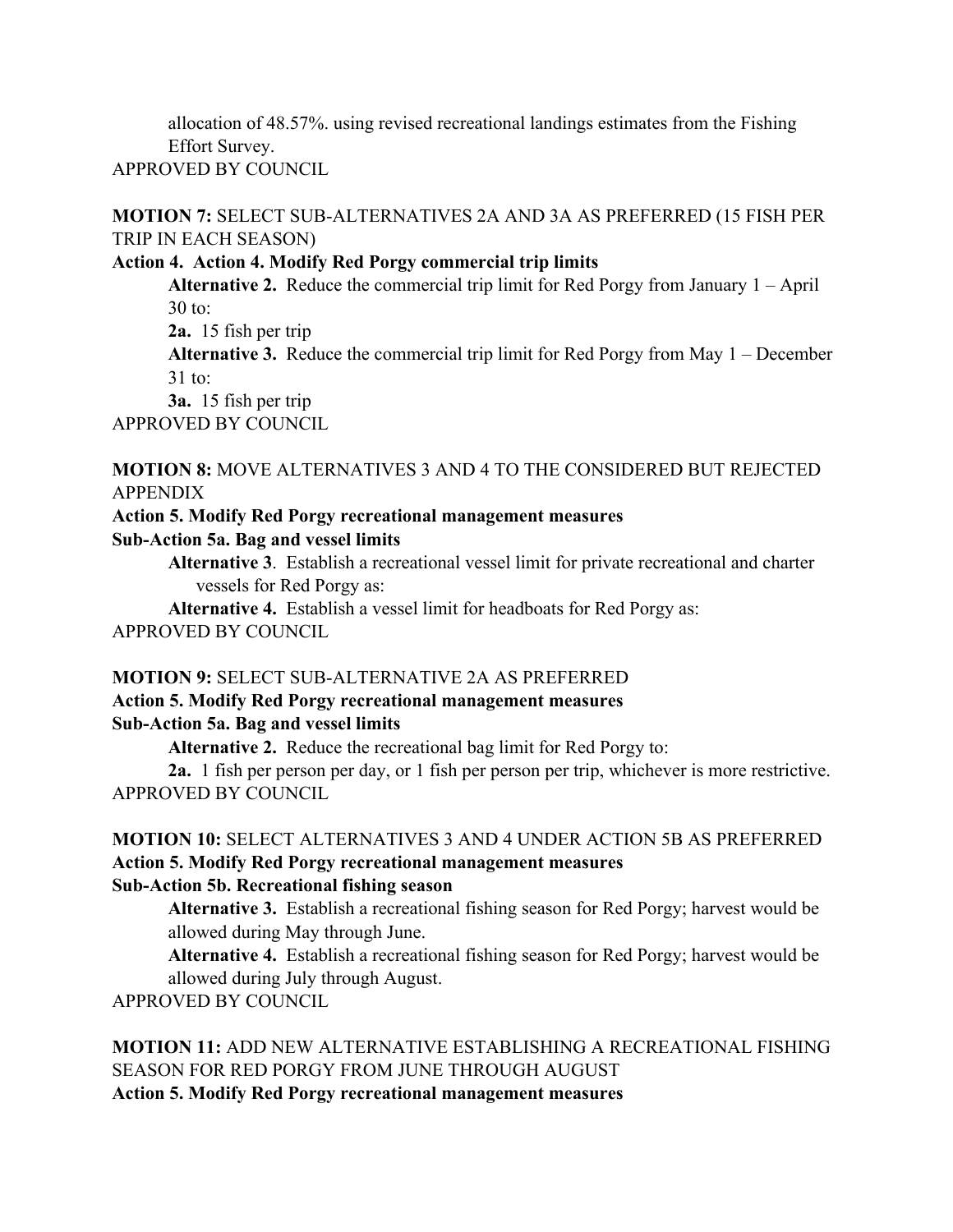allocation of 48.57%. using revised recreational landings estimates from the Fishing Effort Survey.

APPROVED BY COUNCIL

**MOTION 7:** SELECT SUB-ALTERNATIVES 2A AND 3A AS PREFERRED (15 FISH PER TRIP IN EACH SEASON)

**Action 4. Action 4. Modify Red Porgy commercial trip limits**

**Alternative 2.** Reduce the commercial trip limit for Red Porgy from January 1 – April 30 to:

**2a.** 15 fish per trip

**Alternative 3.** Reduce the commercial trip limit for Red Porgy from May 1 – December 31 to:

**3a.** 15 fish per trip

APPROVED BY COUNCIL

**MOTION 8:** MOVE ALTERNATIVES 3 AND 4 TO THE CONSIDERED BUT REJECTED APPENDIX

**Action 5. Modify Red Porgy recreational management measures**

**Sub-Action 5a. Bag and vessel limits**

**Alternative 3**. Establish a recreational vessel limit for private recreational and charter vessels for Red Porgy as:

**Alternative 4.** Establish a vessel limit for headboats for Red Porgy as:

APPROVED BY COUNCIL

**MOTION 9:** SELECT SUB-ALTERNATIVE 2A AS PREFERRED

**Action 5. Modify Red Porgy recreational management measures**

**Sub-Action 5a. Bag and vessel limits**

**Alternative 2.** Reduce the recreational bag limit for Red Porgy to:

**2a.** 1 fish per person per day, or 1 fish per person per trip, whichever is more restrictive.

APPROVED BY COUNCIL

**MOTION 10:** SELECT ALTERNATIVES 3 AND 4 UNDER ACTION 5B AS PREFERRED

**Action 5. Modify Red Porgy recreational management measures**

**Sub-Action 5b. Recreational fishing season**

**Alternative 3.** Establish a recreational fishing season for Red Porgy; harvest would be allowed during May through June.

**Alternative 4.** Establish a recreational fishing season for Red Porgy; harvest would be allowed during July through August.

APPROVED BY COUNCIL

**MOTION 11:** ADD NEW ALTERNATIVE ESTABLISHING A RECREATIONAL FISHING SEASON FOR RED PORGY FROM JUNE THROUGH AUGUST

**Action 5. Modify Red Porgy recreational management measures**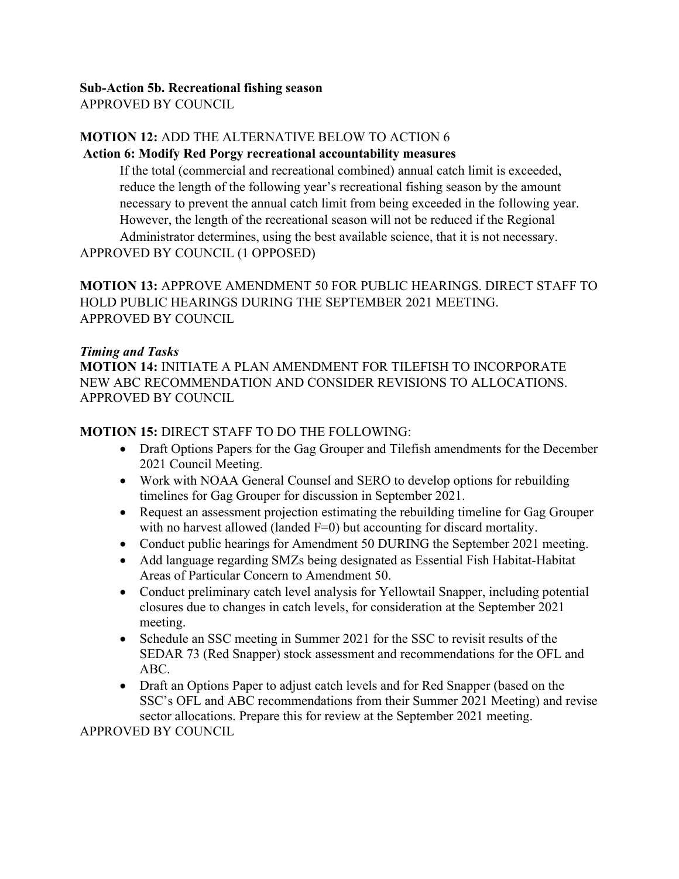**Sub-Action 5b. Recreational fishing season**
APPROVED BY COUNCIL

**MOTION 12:** ADD THE ALTERNATIVE BELOW TO ACTION 6
**Action 6: Modify Red Porgy recreational accountability measures**

> If the total (commercial and recreational combined) annual catch limit is exceeded, reduce the length of the following year's recreational fishing season by the amount necessary to prevent the annual catch limit from being exceeded in the following year. However, the length of the recreational season will not be reduced if the Regional Administrator determines, using the best available science, that it is not necessary.

APPROVED BY COUNCIL (1 OPPOSED)

**MOTION 13:** APPROVE AMENDMENT 50 FOR PUBLIC HEARINGS. DIRECT STAFF TO HOLD PUBLIC HEARINGS DURING THE SEPTEMBER 2021 MEETING.
APPROVED BY COUNCIL

***Timing and Tasks***

**MOTION 14:** INITIATE A PLAN AMENDMENT FOR TILEFISH TO INCORPORATE NEW ABC RECOMMENDATION AND CONSIDER REVISIONS TO ALLOCATIONS.
APPROVED BY COUNCIL

**MOTION 15:** DIRECT STAFF TO DO THE FOLLOWING:

- Draft Options Papers for the Gag Grouper and Tilefish amendments for the December 2021 Council Meeting.
- Work with NOAA General Counsel and SERO to develop options for rebuilding timelines for Gag Grouper for discussion in September 2021.
- Request an assessment projection estimating the rebuilding timeline for Gag Grouper with no harvest allowed (landed F=0) but accounting for discard mortality.
- Conduct public hearings for Amendment 50 DURING the September 2021 meeting.
- Add language regarding SMZs being designated as Essential Fish Habitat-Habitat Areas of Particular Concern to Amendment 50.
- Conduct preliminary catch level analysis for Yellowtail Snapper, including potential closures due to changes in catch levels, for consideration at the September 2021 meeting.
- Schedule an SSC meeting in Summer 2021 for the SSC to revisit results of the SEDAR 73 (Red Snapper) stock assessment and recommendations for the OFL and ABC.
- Draft an Options Paper to adjust catch levels and for Red Snapper (based on the SSC's OFL and ABC recommendations from their Summer 2021 Meeting) and revise sector allocations. Prepare this for review at the September 2021 meeting.

APPROVED BY COUNCIL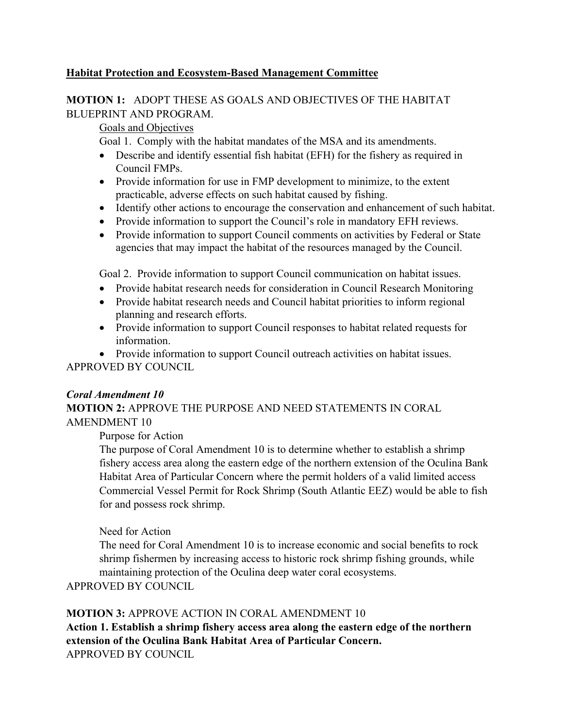**<u>Habitat Protection and Ecosystem-Based Management Committee</u>**

**MOTION 1:** ADOPT THESE AS GOALS AND OBJECTIVES OF THE HABITAT BLUEPRINT AND PROGRAM.

<u>Goals and Objectives</u>

Goal 1. Comply with the habitat mandates of the MSA and its amendments.

- Describe and identify essential fish habitat (EFH) for the fishery as required in Council FMPs.
- Provide information for use in FMP development to minimize, to the extent practicable, adverse effects on such habitat caused by fishing.
- Identify other actions to encourage the conservation and enhancement of such habitat.
- Provide information to support the Council's role in mandatory EFH reviews.
- Provide information to support Council comments on activities by Federal or State agencies that may impact the habitat of the resources managed by the Council.

Goal 2. Provide information to support Council communication on habitat issues.

- Provide habitat research needs for consideration in Council Research Monitoring
- Provide habitat research needs and Council habitat priorities to inform regional planning and research efforts.
- Provide information to support Council responses to habitat related requests for information.
- Provide information to support Council outreach activities on habitat issues.

APPROVED BY COUNCIL

***Coral Amendment 10***

**MOTION 2:** APPROVE THE PURPOSE AND NEED STATEMENTS IN CORAL AMENDMENT 10

Purpose for Action

The purpose of Coral Amendment 10 is to determine whether to establish a shrimp fishery access area along the eastern edge of the northern extension of the Oculina Bank Habitat Area of Particular Concern where the permit holders of a valid limited access Commercial Vessel Permit for Rock Shrimp (South Atlantic EEZ) would be able to fish for and possess rock shrimp.

Need for Action

The need for Coral Amendment 10 is to increase economic and social benefits to rock shrimp fishermen by increasing access to historic rock shrimp fishing grounds, while maintaining protection of the Oculina deep water coral ecosystems.

APPROVED BY COUNCIL

**MOTION 3:** APPROVE ACTION IN CORAL AMENDMENT 10

**Action 1. Establish a shrimp fishery access area along the eastern edge of the northern extension of the Oculina Bank Habitat Area of Particular Concern.**

APPROVED BY COUNCIL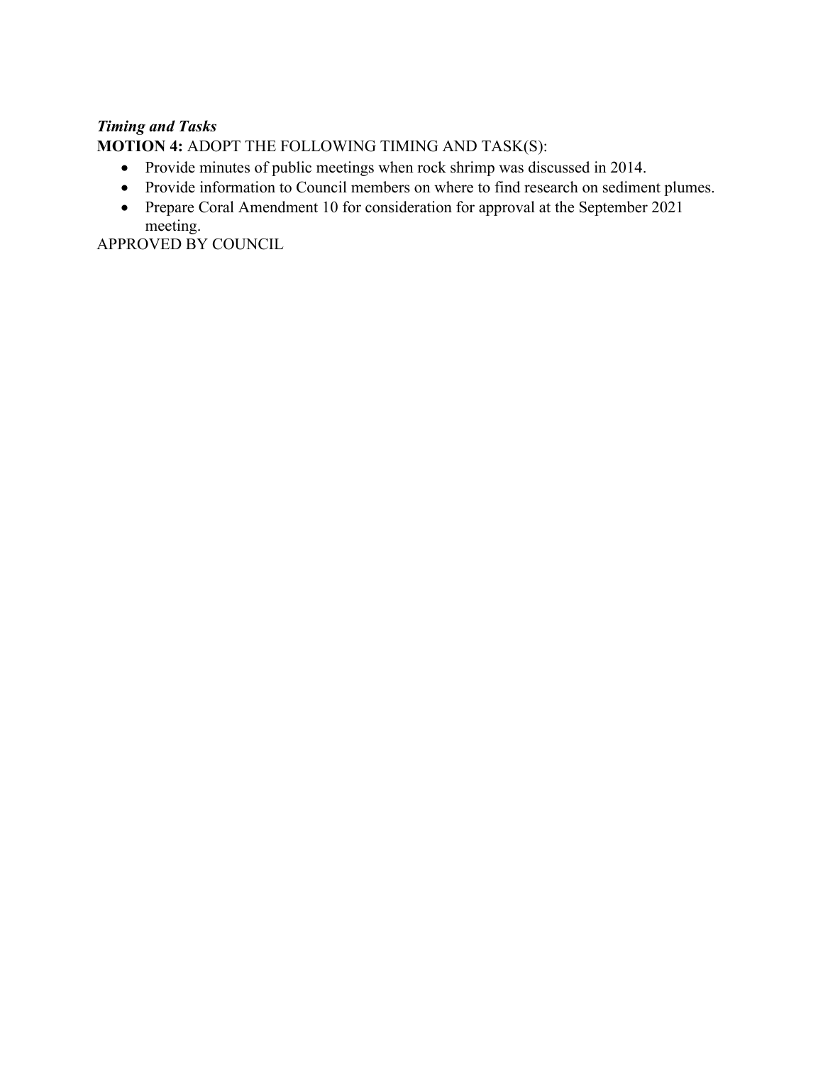***Timing and Tasks***

**MOTION 4:** ADOPT THE FOLLOWING TIMING AND TASK(S):

- Provide minutes of public meetings when rock shrimp was discussed in 2014.
- Provide information to Council members on where to find research on sediment plumes.
- Prepare Coral Amendment 10 for consideration for approval at the September 2021 meeting.

APPROVED BY COUNCIL